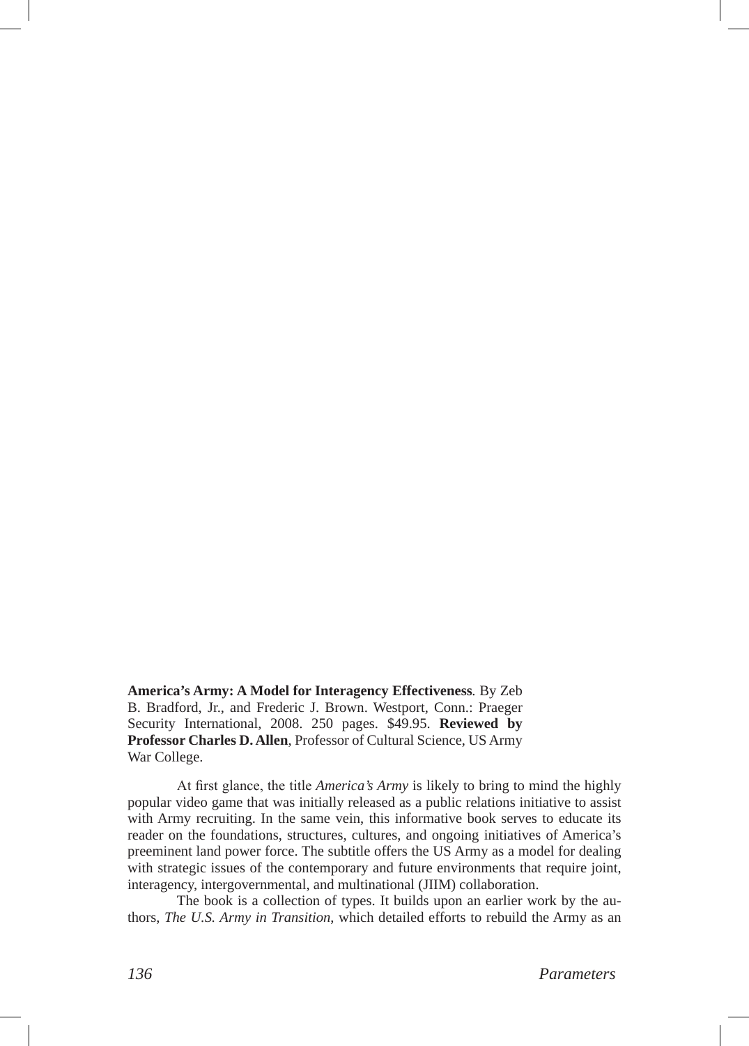**America's Army: A Model for Interagency Effectiveness**. By Zeb B. Bradford, Jr., and Frederic J. Brown. Westport, Conn.: Praeger Security International, 2008. 250 pages. $49.95. **Reviewed by Professor Charles D. Allen**, Professor of Cultural Science, US Army War College.

At first glance, the title *America's Army* is likely to bring to mind the highly popular video game that was initially released as a public relations initiative to assist with Army recruiting. In the same vein, this informative book serves to educate its reader on the foundations, structures, cultures, and ongoing initiatives of America's preeminent land power force. The subtitle offers the US Army as a model for dealing with strategic issues of the contemporary and future environments that require joint, interagency, intergovernmental, and multinational (JIIM) collaboration.

The book is a collection of types. It builds upon an earlier work by the authors, *The U.S. Army in Transition*, which detailed efforts to rebuild the Army as an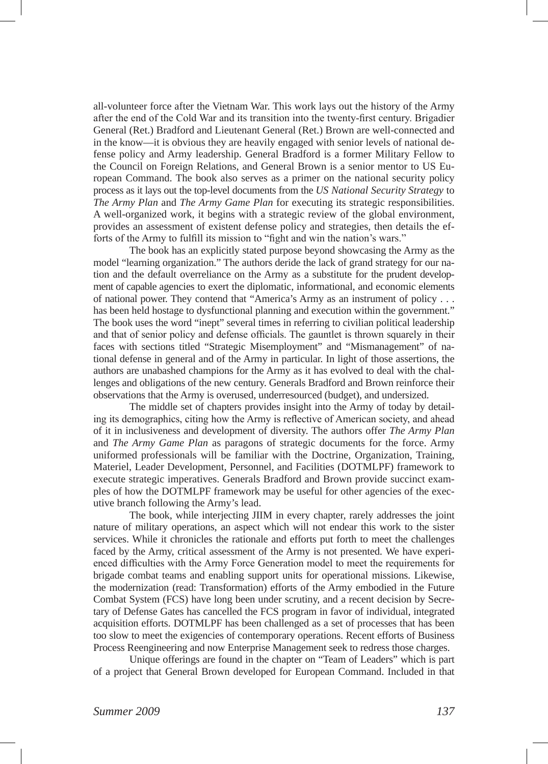all-volunteer force after the Vietnam War. This work lays out the history of the Army after the end of the Cold War and its transition into the twenty-first century. Brigadier General (Ret.) Bradford and Lieutenant General (Ret.) Brown are well-connected and in the know—it is obvious they are heavily engaged with senior levels of national defense policy and Army leadership. General Bradford is a former Military Fellow to the Council on Foreign Relations, and General Brown is a senior mentor to US European Command. The book also serves as a primer on the national security policy process as it lays out the top-level documents from the *US National Security Strategy* to *The Army Plan* and *The Army Game Plan* for executing its strategic responsibilities. A well-organized work, it begins with a strategic review of the global environment, provides an assessment of existent defense policy and strategies, then details the efforts of the Army to fulfill its mission to "fight and win the nation's wars."

The book has an explicitly stated purpose beyond showcasing the Army as the model "learning organization." The authors deride the lack of grand strategy for our nation and the default overreliance on the Army as a substitute for the prudent development of capable agencies to exert the diplomatic, informational, and economic elements of national power. They contend that "America's Army as an instrument of policy . . . has been held hostage to dysfunctional planning and execution within the government." The book uses the word "inept" several times in referring to civilian political leadership and that of senior policy and defense officials. The gauntlet is thrown squarely in their faces with sections titled "Strategic Misemployment" and "Mismanagement" of national defense in general and of the Army in particular. In light of those assertions, the authors are unabashed champions for the Army as it has evolved to deal with the challenges and obligations of the new century. Generals Bradford and Brown reinforce their observations that the Army is overused, underresourced (budget), and undersized.

The middle set of chapters provides insight into the Army of today by detailing its demographics, citing how the Army is reflective of American society, and ahead of it in inclusiveness and development of diversity. The authors offer *The Army Plan* and *The Army Game Plan* as paragons of strategic documents for the force. Army uniformed professionals will be familiar with the Doctrine, Organization, Training, Materiel, Leader Development, Personnel, and Facilities (DOTMLPF) framework to execute strategic imperatives. Generals Bradford and Brown provide succinct examples of how the DOTMLPF framework may be useful for other agencies of the executive branch following the Army's lead.

The book, while interjecting JIIM in every chapter, rarely addresses the joint nature of military operations, an aspect which will not endear this work to the sister services. While it chronicles the rationale and efforts put forth to meet the challenges faced by the Army, critical assessment of the Army is not presented. We have experienced difficulties with the Army Force Generation model to meet the requirements for brigade combat teams and enabling support units for operational missions. Likewise, the modernization (read: Transformation) efforts of the Army embodied in the Future Combat System (FCS) have long been under scrutiny, and a recent decision by Secretary of Defense Gates has cancelled the FCS program in favor of individual, integrated acquisition efforts. DOTMLPF has been challenged as a set of processes that has been too slow to meet the exigencies of contemporary operations. Recent efforts of Business Process Reengineering and now Enterprise Management seek to redress those charges.

Unique offerings are found in the chapter on "Team of Leaders" which is part of a project that General Brown developed for European Command. Included in that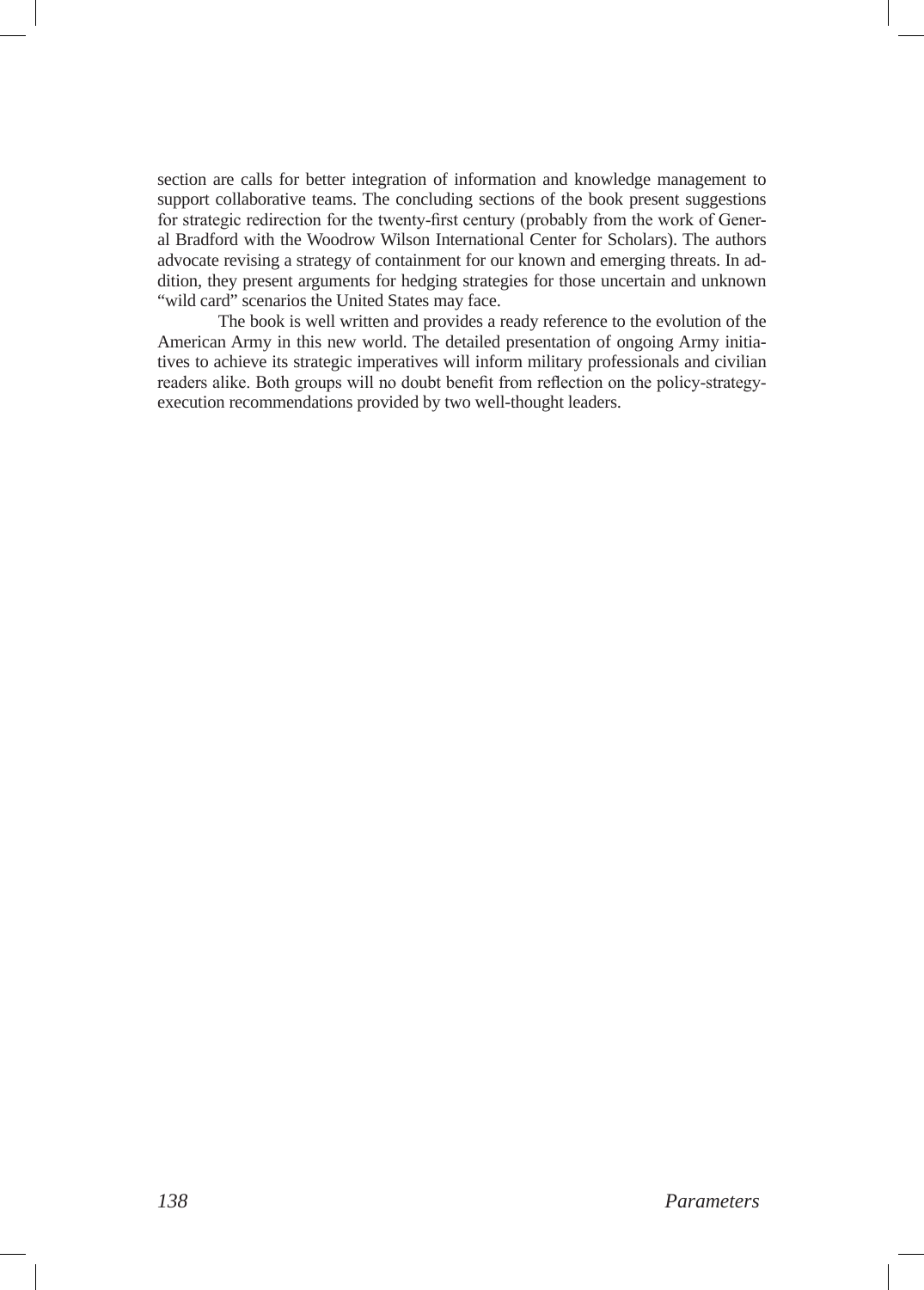section are calls for better integration of information and knowledge management to support collaborative teams. The concluding sections of the book present suggestions for strategic redirection for the twenty-first century (probably from the work of General Bradford with the Woodrow Wilson International Center for Scholars). The authors advocate revising a strategy of containment for our known and emerging threats. In addition, they present arguments for hedging strategies for those uncertain and unknown "wild card" scenarios the United States may face.

The book is well written and provides a ready reference to the evolution of the American Army in this new world. The detailed presentation of ongoing Army initiatives to achieve its strategic imperatives will inform military professionals and civilian readers alike. Both groups will no doubt benefit from reflection on the policy-strategy-execution recommendations provided by two well-thought leaders.